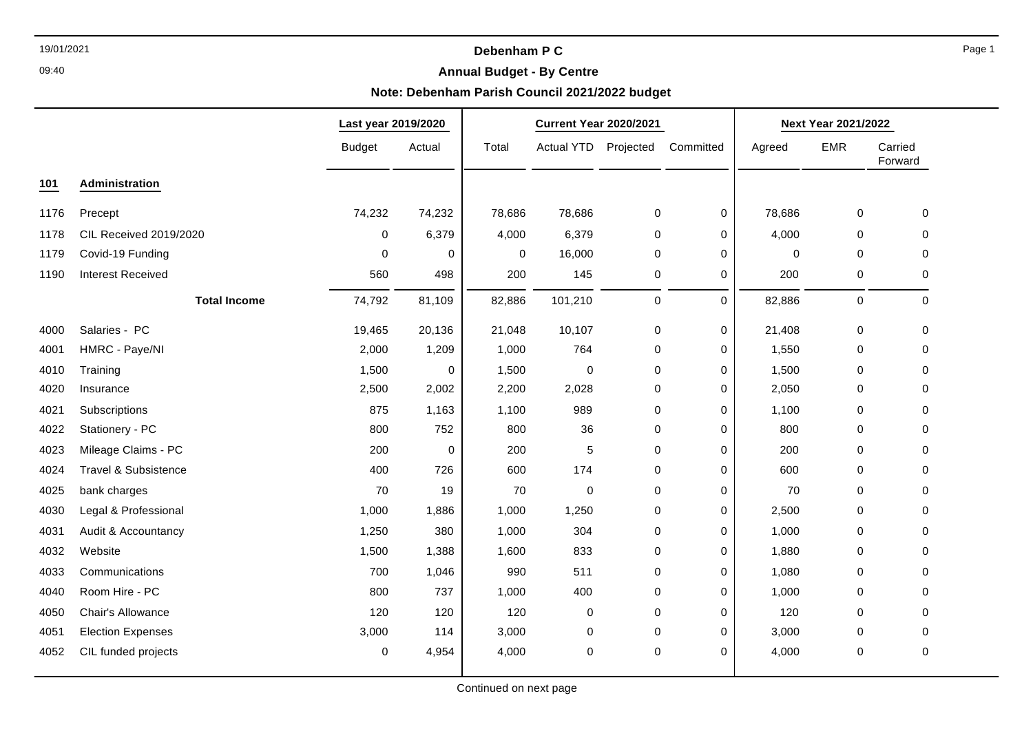# Debenham P C

## Annual Budget - By Centre

### Note: Debenham Parish Council 2021/2022 budget

| | | Last year 2019/2020 | | Current Year 2020/2021 | | | | Next Year 2021/2022 | | |
|---|---|---|---|---|---|---|---|---|---|---|
| | | Budget | Actual | Total | Actual YTD | Projected | Committed | Agreed | EMR | Carried Forward |
| **101** | **Administration** | | | | | | | | | |
| 1176 | Precept | 74,232 | 74,232 | 78,686 | 78,686 | 0 | 0 | 78,686 | 0 | 0 |
| 1178 | CIL Received 2019/2020 | 0 | 6,379 | 4,000 | 6,379 | 0 | 0 | 4,000 | 0 | 0 |
| 1179 | Covid-19 Funding | 0 | 0 | 0 | 16,000 | 0 | 0 | 0 | 0 | 0 |
| 1190 | Interest Received | 560 | 498 | 200 | 145 | 0 | 0 | 200 | 0 | 0 |
| | **Total Income** | 74,792 | 81,109 | 82,886 | 101,210 | 0 | 0 | 82,886 | 0 | 0 |
| 4000 | Salaries - PC | 19,465 | 20,136 | 21,048 | 10,107 | 0 | 0 | 21,408 | 0 | 0 |
| 4001 | HMRC - Paye/NI | 2,000 | 1,209 | 1,000 | 764 | 0 | 0 | 1,550 | 0 | 0 |
| 4010 | Training | 1,500 | 0 | 1,500 | 0 | 0 | 0 | 1,500 | 0 | 0 |
| 4020 | Insurance | 2,500 | 2,002 | 2,200 | 2,028 | 0 | 0 | 2,050 | 0 | 0 |
| 4021 | Subscriptions | 875 | 1,163 | 1,100 | 989 | 0 | 0 | 1,100 | 0 | 0 |
| 4022 | Stationery - PC | 800 | 752 | 800 | 36 | 0 | 0 | 800 | 0 | 0 |
| 4023 | Mileage Claims - PC | 200 | 0 | 200 | 5 | 0 | 0 | 200 | 0 | 0 |
| 4024 | Travel & Subsistence | 400 | 726 | 600 | 174 | 0 | 0 | 600 | 0 | 0 |
| 4025 | bank charges | 70 | 19 | 70 | 0 | 0 | 0 | 70 | 0 | 0 |
| 4030 | Legal & Professional | 1,000 | 1,886 | 1,000 | 1,250 | 0 | 0 | 2,500 | 0 | 0 |
| 4031 | Audit & Accountancy | 1,250 | 380 | 1,000 | 304 | 0 | 0 | 1,000 | 0 | 0 |
| 4032 | Website | 1,500 | 1,388 | 1,600 | 833 | 0 | 0 | 1,880 | 0 | 0 |
| 4033 | Communications | 700 | 1,046 | 990 | 511 | 0 | 0 | 1,080 | 0 | 0 |
| 4040 | Room Hire - PC | 800 | 737 | 1,000 | 400 | 0 | 0 | 1,000 | 0 | 0 |
| 4050 | Chair's Allowance | 120 | 120 | 120 | 0 | 0 | 0 | 120 | 0 | 0 |
| 4051 | Election Expenses | 3,000 | 114 | 3,000 | 0 | 0 | 0 | 3,000 | 0 | 0 |
| 4052 | CIL funded projects | 0 | 4,954 | 4,000 | 0 | 0 | 0 | 4,000 | 0 | 0 |

Continued on next page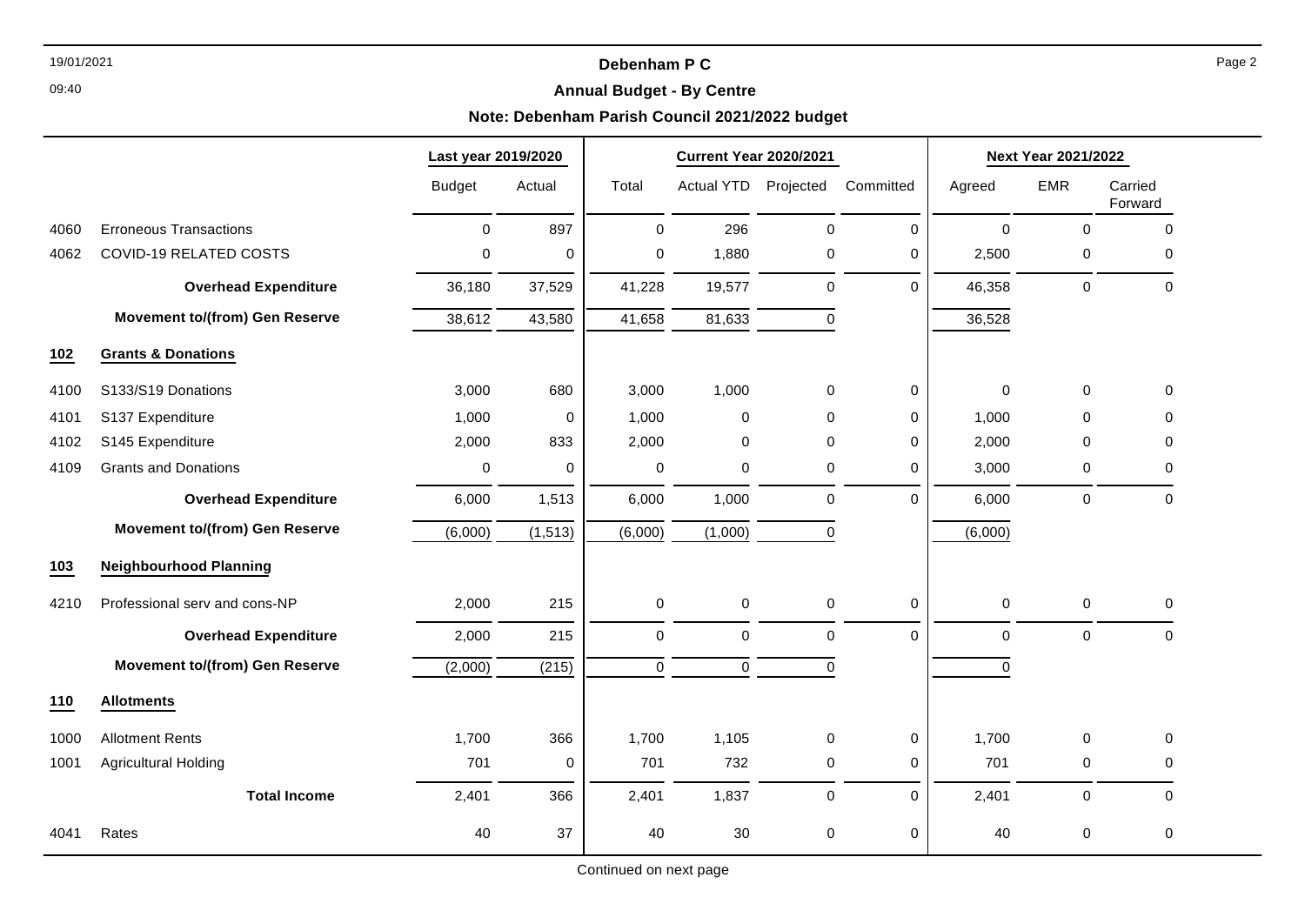**Debenham P C**

**Annual Budget - By Centre**

**Note: Debenham Parish Council 2021/2022 budget**

| | | Last year 2019/2020 | | Current Year 2020/2021 | | | | Next Year 2021/2022 | | |
|---|---|---|---|---|---|---|---|---|---|---|
| | | Budget | Actual | Total | Actual YTD | Projected | Committed | Agreed | EMR | Carried Forward |
| 4060 | Erroneous Transactions | 0 | 897 | 0 | 296 | 0 | 0 | 0 | 0 | 0 |
| 4062 | COVID-19 RELATED COSTS | 0 | 0 | 0 | 1,880 | 0 | 0 | 2,500 | 0 | 0 |
| | **Overhead Expenditure** | 36,180 | 37,529 | 41,228 | 19,577 | 0 | 0 | 46,358 | 0 | 0 |
| | **Movement to/(from) Gen Reserve** | 38,612 | 43,580 | 41,658 | 81,633 | 0 | | 36,528 | | |
| **102** | **Grants & Donations** | | | | | | | | | |
| 4100 | S133/S19 Donations | 3,000 | 680 | 3,000 | 1,000 | 0 | 0 | 0 | 0 | 0 |
| 4101 | S137 Expenditure | 1,000 | 0 | 1,000 | 0 | 0 | 0 | 1,000 | 0 | 0 |
| 4102 | S145 Expenditure | 2,000 | 833 | 2,000 | 0 | 0 | 0 | 2,000 | 0 | 0 |
| 4109 | Grants and Donations | 0 | 0 | 0 | 0 | 0 | 0 | 3,000 | 0 | 0 |
| | **Overhead Expenditure** | 6,000 | 1,513 | 6,000 | 1,000 | 0 | 0 | 6,000 | 0 | 0 |
| | **Movement to/(from) Gen Reserve** | (6,000) | (1,513) | (6,000) | (1,000) | 0 | | (6,000) | | |
| **103** | **Neighbourhood Planning** | | | | | | | | | |
| 4210 | Professional serv and cons-NP | 2,000 | 215 | 0 | 0 | 0 | 0 | 0 | 0 | 0 |
| | **Overhead Expenditure** | 2,000 | 215 | 0 | 0 | 0 | 0 | 0 | 0 | 0 |
| | **Movement to/(from) Gen Reserve** | (2,000) | (215) | 0 | 0 | 0 | | 0 | | |
| **110** | **Allotments** | | | | | | | | | |
| 1000 | Allotment Rents | 1,700 | 366 | 1,700 | 1,105 | 0 | 0 | 1,700 | 0 | 0 |
| 1001 | Agricultural Holding | 701 | 0 | 701 | 732 | 0 | 0 | 701 | 0 | 0 |
| | **Total Income** | 2,401 | 366 | 2,401 | 1,837 | 0 | 0 | 2,401 | 0 | 0 |
| 4041 | Rates | 40 | 37 | 40 | 30 | 0 | 0 | 40 | 0 | 0 |

Continued on next page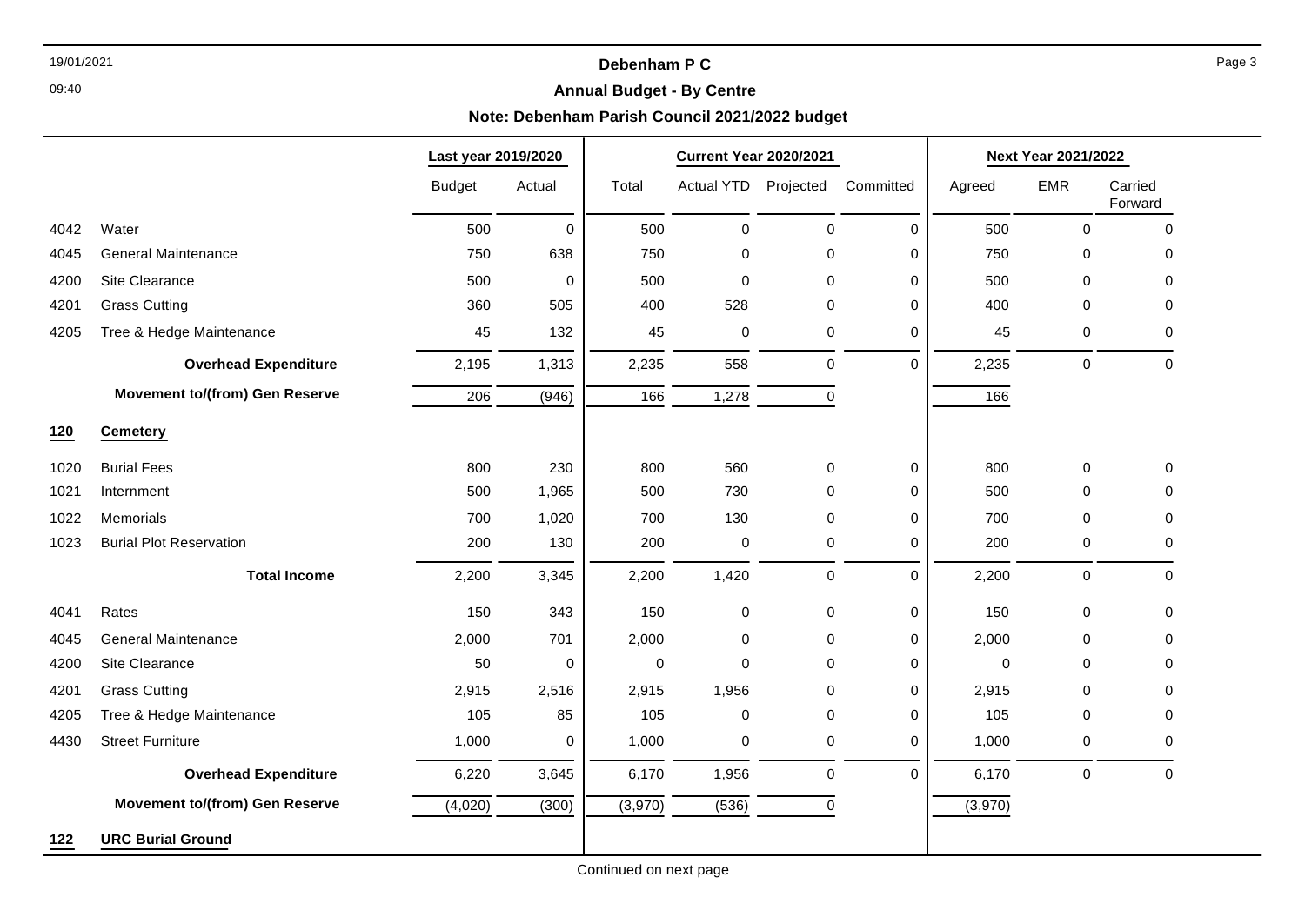**Debenham P C**

**Annual Budget - By Centre**

**Note: Debenham Parish Council 2021/2022 budget**

| | | Last year 2019/2020 | | Current Year 2020/2021 | | | | Next Year 2021/2022 | | |
|---|---|---|---|---|---|---|---|---|---|---|
| | | Budget | Actual | Total | Actual YTD | Projected | Committed | Agreed | EMR | Carried Forward |
| 4042 | Water | 500 | 0 | 500 | 0 | 0 | 0 | 500 | 0 | 0 |
| 4045 | General Maintenance | 750 | 638 | 750 | 0 | 0 | 0 | 750 | 0 | 0 |
| 4200 | Site Clearance | 500 | 0 | 500 | 0 | 0 | 0 | 500 | 0 | 0 |
| 4201 | Grass Cutting | 360 | 505 | 400 | 528 | 0 | 0 | 400 | 0 | 0 |
| 4205 | Tree & Hedge Maintenance | 45 | 132 | 45 | 0 | 0 | 0 | 45 | 0 | 0 |
| | **Overhead Expenditure** | 2,195 | 1,313 | 2,235 | 558 | 0 | 0 | 2,235 | 0 | 0 |
| | **Movement to/(from) Gen Reserve** | 206 | (946) | 166 | 1,278 | 0 | | 166 | | |
| **120** | **Cemetery** | | | | | | | | | |
| 1020 | Burial Fees | 800 | 230 | 800 | 560 | 0 | 0 | 800 | 0 | 0 |
| 1021 | Internment | 500 | 1,965 | 500 | 730 | 0 | 0 | 500 | 0 | 0 |
| 1022 | Memorials | 700 | 1,020 | 700 | 130 | 0 | 0 | 700 | 0 | 0 |
| 1023 | Burial Plot Reservation | 200 | 130 | 200 | 0 | 0 | 0 | 200 | 0 | 0 |
| | **Total Income** | 2,200 | 3,345 | 2,200 | 1,420 | 0 | 0 | 2,200 | 0 | 0 |
| 4041 | Rates | 150 | 343 | 150 | 0 | 0 | 0 | 150 | 0 | 0 |
| 4045 | General Maintenance | 2,000 | 701 | 2,000 | 0 | 0 | 0 | 2,000 | 0 | 0 |
| 4200 | Site Clearance | 50 | 0 | 0 | 0 | 0 | 0 | 0 | 0 | 0 |
| 4201 | Grass Cutting | 2,915 | 2,516 | 2,915 | 1,956 | 0 | 0 | 2,915 | 0 | 0 |
| 4205 | Tree & Hedge Maintenance | 105 | 85 | 105 | 0 | 0 | 0 | 105 | 0 | 0 |
| 4430 | Street Furniture | 1,000 | 0 | 1,000 | 0 | 0 | 0 | 1,000 | 0 | 0 |
| | **Overhead Expenditure** | 6,220 | 3,645 | 6,170 | 1,956 | 0 | 0 | 6,170 | 0 | 0 |
| | **Movement to/(from) Gen Reserve** | (4,020) | (300) | (3,970) | (536) | 0 | | (3,970) | | |
| **122** | **URC Burial Ground** | | | | | | | | | |

Continued on next page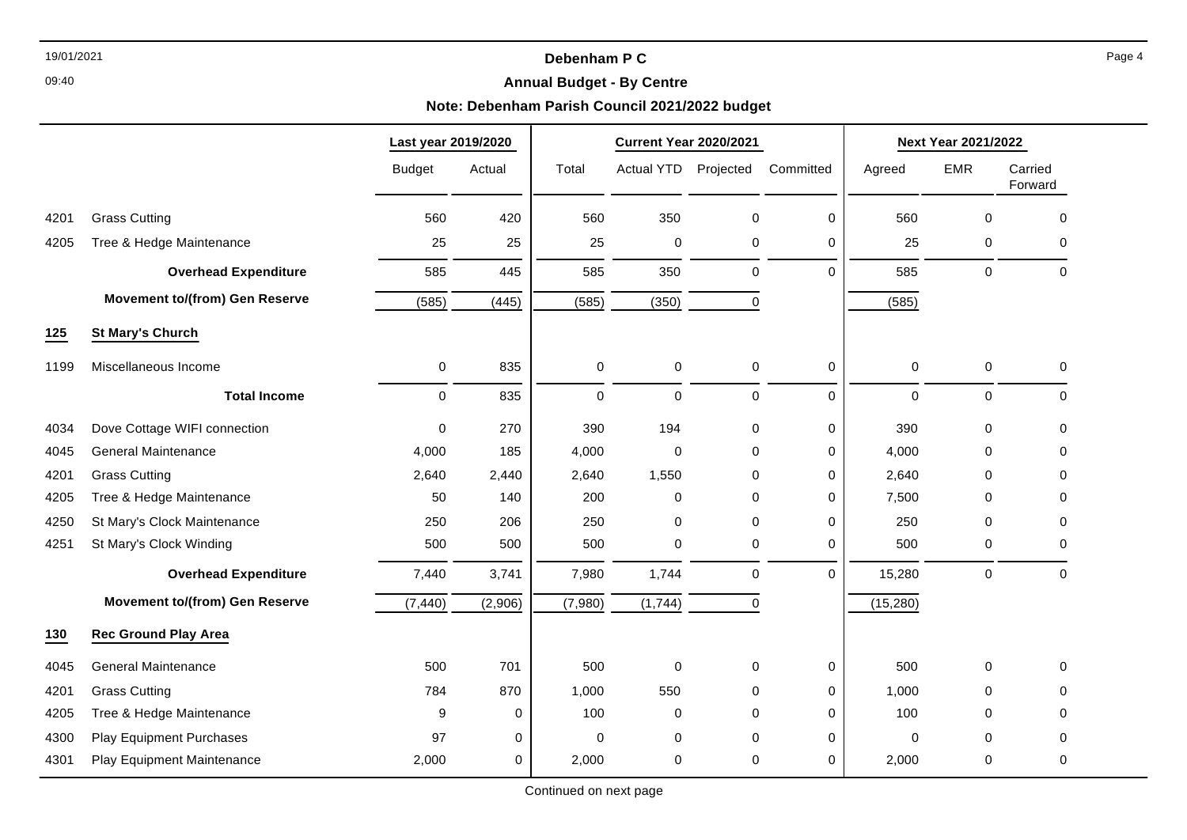**Debenham P C**

**Annual Budget - By Centre**

**Note: Debenham Parish Council 2021/2022 budget**

| | | Last year 2019/2020 | | Current Year 2020/2021 | | | | Next Year 2021/2022 | | |
|---|---|---|---|---|---|---|---|---|---|---|
| | | Budget | Actual | Total | Actual YTD | Projected | Committed | Agreed | EMR | Carried Forward |
| 4201 | Grass Cutting | 560 | 420 | 560 | 350 | 0 | 0 | 560 | 0 | 0 |
| 4205 | Tree & Hedge Maintenance | 25 | 25 | 25 | 0 | 0 | 0 | 25 | 0 | 0 |
| | **Overhead Expenditure** | 585 | 445 | 585 | 350 | 0 | 0 | 585 | 0 | 0 |
| | **Movement to/(from) Gen Reserve** | (585) | (445) | (585) | (350) | 0 | | (585) | | |
| **125** | **St Mary's Church** | | | | | | | | | |
| 1199 | Miscellaneous Income | 0 | 835 | 0 | 0 | 0 | 0 | 0 | 0 | 0 |
| | **Total Income** | 0 | 835 | 0 | 0 | 0 | 0 | 0 | 0 | 0 |
| 4034 | Dove Cottage WIFI connection | 0 | 270 | 390 | 194 | 0 | 0 | 390 | 0 | 0 |
| 4045 | General Maintenance | 4,000 | 185 | 4,000 | 0 | 0 | 0 | 4,000 | 0 | 0 |
| 4201 | Grass Cutting | 2,640 | 2,440 | 2,640 | 1,550 | 0 | 0 | 2,640 | 0 | 0 |
| 4205 | Tree & Hedge Maintenance | 50 | 140 | 200 | 0 | 0 | 0 | 7,500 | 0 | 0 |
| 4250 | St Mary's Clock Maintenance | 250 | 206 | 250 | 0 | 0 | 0 | 250 | 0 | 0 |
| 4251 | St Mary's Clock Winding | 500 | 500 | 500 | 0 | 0 | 0 | 500 | 0 | 0 |
| | **Overhead Expenditure** | 7,440 | 3,741 | 7,980 | 1,744 | 0 | 0 | 15,280 | 0 | 0 |
| | **Movement to/(from) Gen Reserve** | (7,440) | (2,906) | (7,980) | (1,744) | 0 | | (15,280) | | |
| **130** | **Rec Ground Play Area** | | | | | | | | | |
| 4045 | General Maintenance | 500 | 701 | 500 | 0 | 0 | 0 | 500 | 0 | 0 |
| 4201 | Grass Cutting | 784 | 870 | 1,000 | 550 | 0 | 0 | 1,000 | 0 | 0 |
| 4205 | Tree & Hedge Maintenance | 9 | 0 | 100 | 0 | 0 | 0 | 100 | 0 | 0 |
| 4300 | Play Equipment Purchases | 97 | 0 | 0 | 0 | 0 | 0 | 0 | 0 | 0 |
| 4301 | Play Equipment Maintenance | 2,000 | 0 | 2,000 | 0 | 0 | 0 | 2,000 | 0 | 0 |

Continued on next page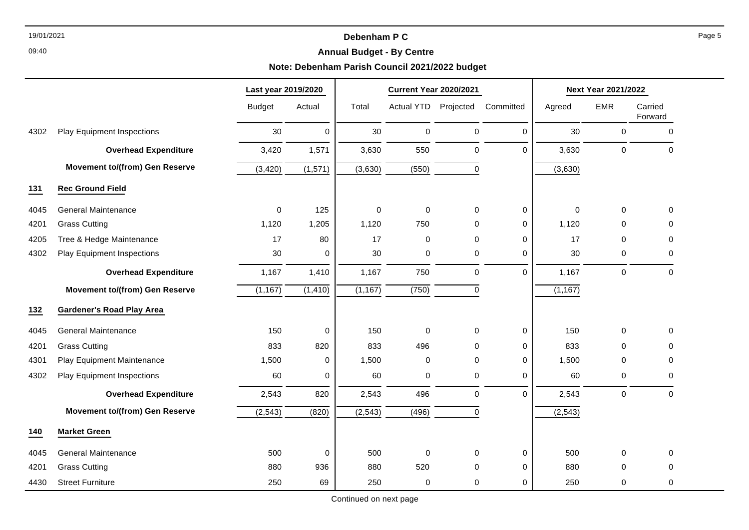**Debenham P C**

**Annual Budget - By Centre**

**Note: Debenham Parish Council 2021/2022 budget**

| | | Last year 2019/2020 | | Current Year 2020/2021 | | | | Next Year 2021/2022 | | |
|---|---|---|---|---|---|---|---|---|---|---|
| | | Budget | Actual | Total | Actual YTD | Projected | Committed | Agreed | EMR | Carried Forward |
| 4302 | Play Equipment Inspections | 30 | 0 | 30 | 0 | 0 | 0 | 30 | 0 | 0 |
| | **Overhead Expenditure** | 3,420 | 1,571 | 3,630 | 550 | 0 | 0 | 3,630 | 0 | 0 |
| | **Movement to/(from) Gen Reserve** | (3,420) | (1,571) | (3,630) | (550) | 0 | | (3,630) | | |
| **131** | **Rec Ground Field** | | | | | | | | | |
| 4045 | General Maintenance | 0 | 125 | 0 | 0 | 0 | 0 | 0 | 0 | 0 |
| 4201 | Grass Cutting | 1,120 | 1,205 | 1,120 | 750 | 0 | 0 | 1,120 | 0 | 0 |
| 4205 | Tree & Hedge Maintenance | 17 | 80 | 17 | 0 | 0 | 0 | 17 | 0 | 0 |
| 4302 | Play Equipment Inspections | 30 | 0 | 30 | 0 | 0 | 0 | 30 | 0 | 0 |
| | **Overhead Expenditure** | 1,167 | 1,410 | 1,167 | 750 | 0 | 0 | 1,167 | 0 | 0 |
| | **Movement to/(from) Gen Reserve** | (1,167) | (1,410) | (1,167) | (750) | 0 | | (1,167) | | |
| **132** | **Gardener's Road Play Area** | | | | | | | | | |
| 4045 | General Maintenance | 150 | 0 | 150 | 0 | 0 | 0 | 150 | 0 | 0 |
| 4201 | Grass Cutting | 833 | 820 | 833 | 496 | 0 | 0 | 833 | 0 | 0 |
| 4301 | Play Equipment Maintenance | 1,500 | 0 | 1,500 | 0 | 0 | 0 | 1,500 | 0 | 0 |
| 4302 | Play Equipment Inspections | 60 | 0 | 60 | 0 | 0 | 0 | 60 | 0 | 0 |
| | **Overhead Expenditure** | 2,543 | 820 | 2,543 | 496 | 0 | 0 | 2,543 | 0 | 0 |
| | **Movement to/(from) Gen Reserve** | (2,543) | (820) | (2,543) | (496) | 0 | | (2,543) | | |
| **140** | **Market Green** | | | | | | | | | |
| 4045 | General Maintenance | 500 | 0 | 500 | 0 | 0 | 0 | 500 | 0 | 0 |
| 4201 | Grass Cutting | 880 | 936 | 880 | 520 | 0 | 0 | 880 | 0 | 0 |
| 4430 | Street Furniture | 250 | 69 | 250 | 0 | 0 | 0 | 250 | 0 | 0 |

Continued on next page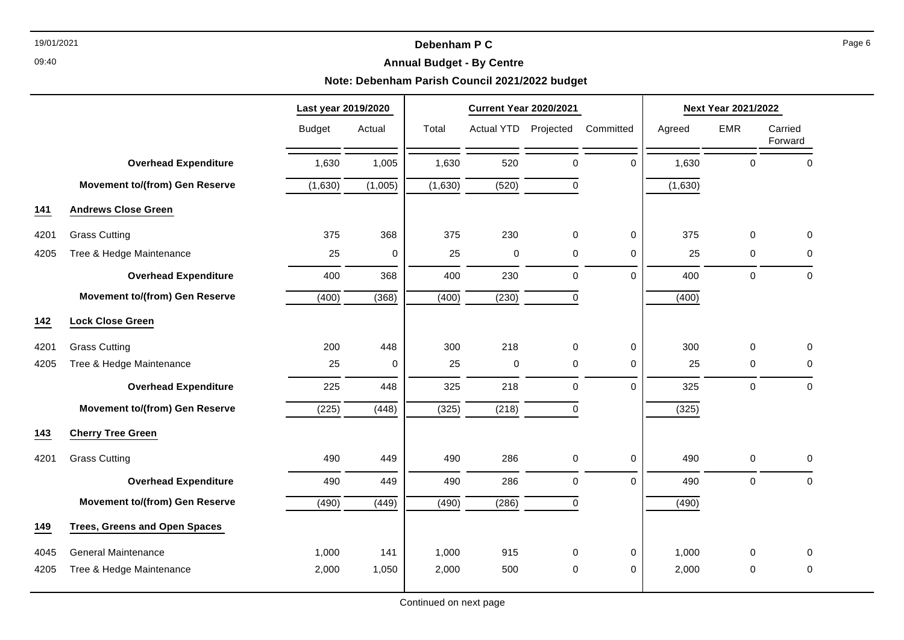**Debenham P C**

**Annual Budget - By Centre**

**Note: Debenham Parish Council 2021/2022 budget**

| | | Last year 2019/2020 | | Current Year 2020/2021 | | | | Next Year 2021/2022 | | |
|---|---|---|---|---|---|---|---|---|---|---|
| | | Budget | Actual | Total | Actual YTD | Projected | Committed | Agreed | EMR | Carried Forward |
| | **Overhead Expenditure** | 1,630 | 1,005 | 1,630 | 520 | 0 | 0 | 1,630 | 0 | 0 |
| | **Movement to/(from) Gen Reserve** | (1,630) | (1,005) | (1,630) | (520) | 0 | | (1,630) | | |
| **141** | **Andrews Close Green** | | | | | | | | | |
| 4201 | Grass Cutting | 375 | 368 | 375 | 230 | 0 | 0 | 375 | 0 | 0 |
| 4205 | Tree & Hedge Maintenance | 25 | 0 | 25 | 0 | 0 | 0 | 25 | 0 | 0 |
| | **Overhead Expenditure** | 400 | 368 | 400 | 230 | 0 | 0 | 400 | 0 | 0 |
| | **Movement to/(from) Gen Reserve** | (400) | (368) | (400) | (230) | 0 | | (400) | | |
| **142** | **Lock Close Green** | | | | | | | | | |
| 4201 | Grass Cutting | 200 | 448 | 300 | 218 | 0 | 0 | 300 | 0 | 0 |
| 4205 | Tree & Hedge Maintenance | 25 | 0 | 25 | 0 | 0 | 0 | 25 | 0 | 0 |
| | **Overhead Expenditure** | 225 | 448 | 325 | 218 | 0 | 0 | 325 | 0 | 0 |
| | **Movement to/(from) Gen Reserve** | (225) | (448) | (325) | (218) | 0 | | (325) | | |
| **143** | **Cherry Tree Green** | | | | | | | | | |
| 4201 | Grass Cutting | 490 | 449 | 490 | 286 | 0 | 0 | 490 | 0 | 0 |
| | **Overhead Expenditure** | 490 | 449 | 490 | 286 | 0 | 0 | 490 | 0 | 0 |
| | **Movement to/(from) Gen Reserve** | (490) | (449) | (490) | (286) | 0 | | (490) | | |
| **149** | **Trees, Greens and Open Spaces** | | | | | | | | | |
| 4045 | General Maintenance | 1,000 | 141 | 1,000 | 915 | 0 | 0 | 1,000 | 0 | 0 |
| 4205 | Tree & Hedge Maintenance | 2,000 | 1,050 | 2,000 | 500 | 0 | 0 | 2,000 | 0 | 0 |

Continued on next page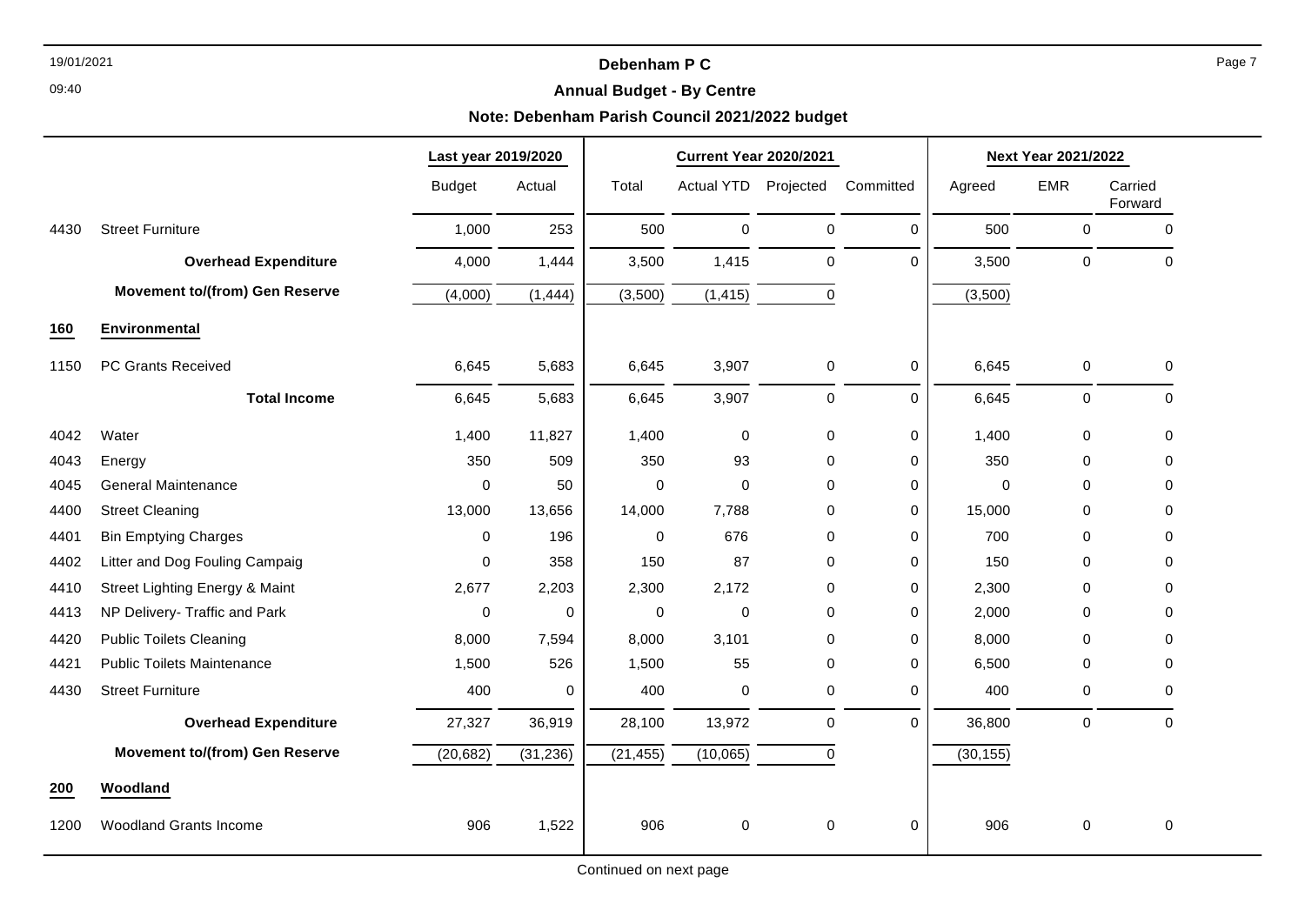# Debenham P C

## Annual Budget - By Centre

### Note: Debenham Parish Council 2021/2022 budget

| | | Last year 2019/2020 | | Current Year 2020/2021 | | | | Next Year 2021/2022 | | |
|---|---|---|---|---|---|---|---|---|---|---|
| | | Budget | Actual | Total | Actual YTD | Projected | Committed | Agreed | EMR | Carried Forward |
| 4430 | Street Furniture | 1,000 | 253 | 500 | 0 | 0 | 0 | 500 | 0 | 0 |
| | **Overhead Expenditure** | 4,000 | 1,444 | 3,500 | 1,415 | 0 | 0 | 3,500 | 0 | 0 |
| | **Movement to/(from) Gen Reserve** | (4,000) | (1,444) | (3,500) | (1,415) | 0 | | (3,500) | | |
| **160** | **Environmental** | | | | | | | | | |
| 1150 | PC Grants Received | 6,645 | 5,683 | 6,645 | 3,907 | 0 | 0 | 6,645 | 0 | 0 |
| | **Total Income** | 6,645 | 5,683 | 6,645 | 3,907 | 0 | 0 | 6,645 | 0 | 0 |
| 4042 | Water | 1,400 | 11,827 | 1,400 | 0 | 0 | 0 | 1,400 | 0 | 0 |
| 4043 | Energy | 350 | 509 | 350 | 93 | 0 | 0 | 350 | 0 | 0 |
| 4045 | General Maintenance | 0 | 50 | 0 | 0 | 0 | 0 | 0 | 0 | 0 |
| 4400 | Street Cleaning | 13,000 | 13,656 | 14,000 | 7,788 | 0 | 0 | 15,000 | 0 | 0 |
| 4401 | Bin Emptying Charges | 0 | 196 | 0 | 676 | 0 | 0 | 700 | 0 | 0 |
| 4402 | Litter and Dog Fouling Campaig | 0 | 358 | 150 | 87 | 0 | 0 | 150 | 0 | 0 |
| 4410 | Street Lighting Energy & Maint | 2,677 | 2,203 | 2,300 | 2,172 | 0 | 0 | 2,300 | 0 | 0 |
| 4413 | NP Delivery- Traffic and Park | 0 | 0 | 0 | 0 | 0 | 0 | 2,000 | 0 | 0 |
| 4420 | Public Toilets Cleaning | 8,000 | 7,594 | 8,000 | 3,101 | 0 | 0 | 8,000 | 0 | 0 |
| 4421 | Public Toilets Maintenance | 1,500 | 526 | 1,500 | 55 | 0 | 0 | 6,500 | 0 | 0 |
| 4430 | Street Furniture | 400 | 0 | 400 | 0 | 0 | 0 | 400 | 0 | 0 |
| | **Overhead Expenditure** | 27,327 | 36,919 | 28,100 | 13,972 | 0 | 0 | 36,800 | 0 | 0 |
| | **Movement to/(from) Gen Reserve** | (20,682) | (31,236) | (21,455) | (10,065) | 0 | | (30,155) | | |
| **200** | **Woodland** | | | | | | | | | |
| 1200 | Woodland Grants Income | 906 | 1,522 | 906 | 0 | 0 | 0 | 906 | 0 | 0 |

Continued on next page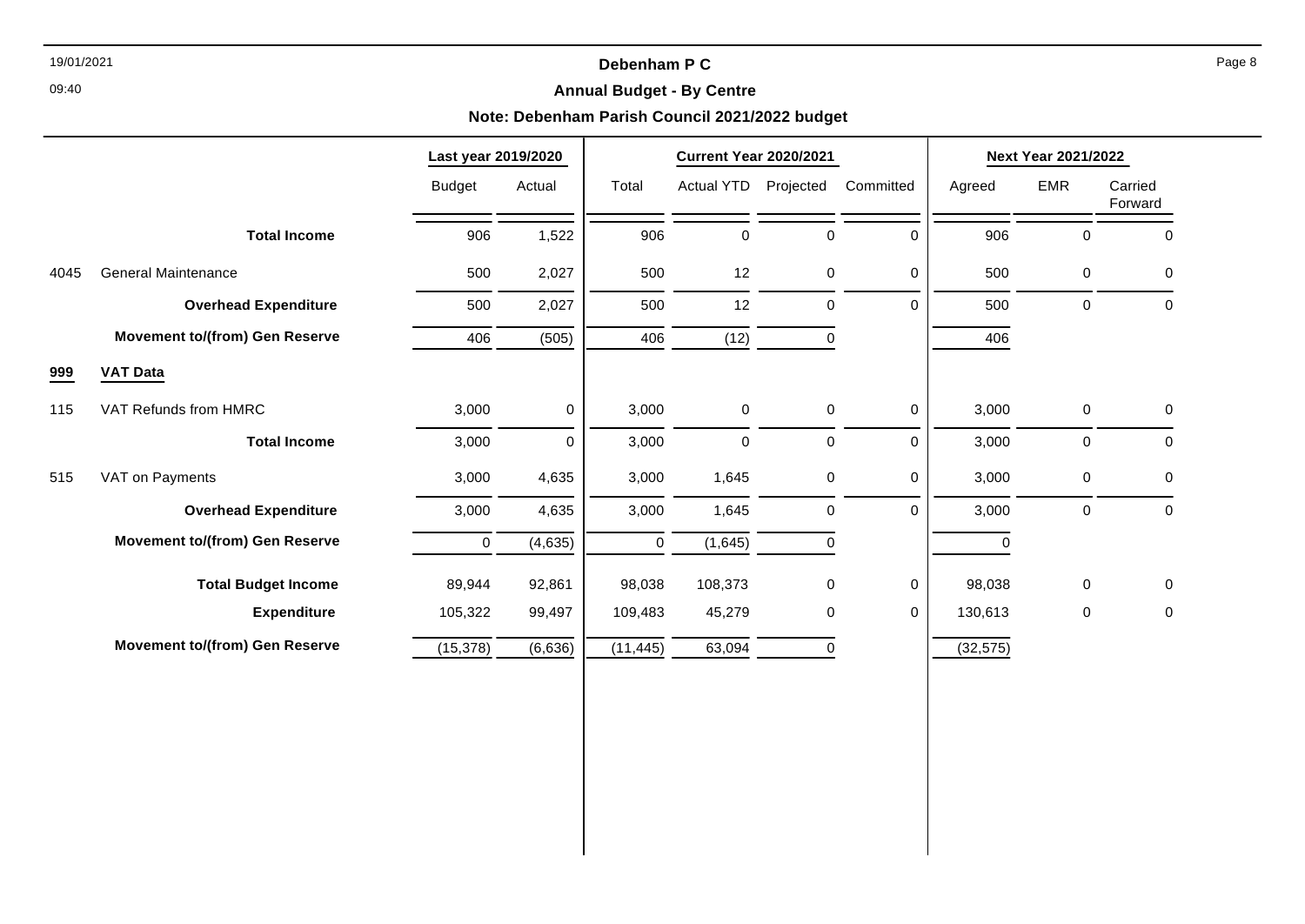## Debenham P C

### Annual Budget - By Centre

**Note: Debenham Parish Council 2021/2022 budget**

| | | Last year 2019/2020 | | Current Year 2020/2021 | | | | Next Year 2021/2022 | | |
|---|---|---|---|---|---|---|---|---|---|---|
| | | Budget | Actual | Total | Actual YTD | Projected | Committed | Agreed | EMR | Carried Forward |
| | **Total Income** | 906 | 1,522 | 906 | 0 | 0 | 0 | 906 | 0 | 0 |
| 4045 | General Maintenance | 500 | 2,027 | 500 | 12 | 0 | 0 | 500 | 0 | 0 |
| | **Overhead Expenditure** | 500 | 2,027 | 500 | 12 | 0 | 0 | 500 | 0 | 0 |
| | **Movement to/(from) Gen Reserve** | 406 | (505) | 406 | (12) | 0 | | 406 | | |
| **999** | **VAT Data** | | | | | | | | | |
| 115 | VAT Refunds from HMRC | 3,000 | 0 | 3,000 | 0 | 0 | 0 | 3,000 | 0 | 0 |
| | **Total Income** | 3,000 | 0 | 3,000 | 0 | 0 | 0 | 3,000 | 0 | 0 |
| 515 | VAT on Payments | 3,000 | 4,635 | 3,000 | 1,645 | 0 | 0 | 3,000 | 0 | 0 |
| | **Overhead Expenditure** | 3,000 | 4,635 | 3,000 | 1,645 | 0 | 0 | 3,000 | 0 | 0 |
| | **Movement to/(from) Gen Reserve** | 0 | (4,635) | 0 | (1,645) | 0 | | 0 | | |
| | **Total Budget Income** | 89,944 | 92,861 | 98,038 | 108,373 | 0 | 0 | 98,038 | 0 | 0 |
| | **Expenditure** | 105,322 | 99,497 | 109,483 | 45,279 | 0 | 0 | 130,613 | 0 | 0 |
| | **Movement to/(from) Gen Reserve** | (15,378) | (6,636) | (11,445) | 63,094 | 0 | | (32,575) | | |